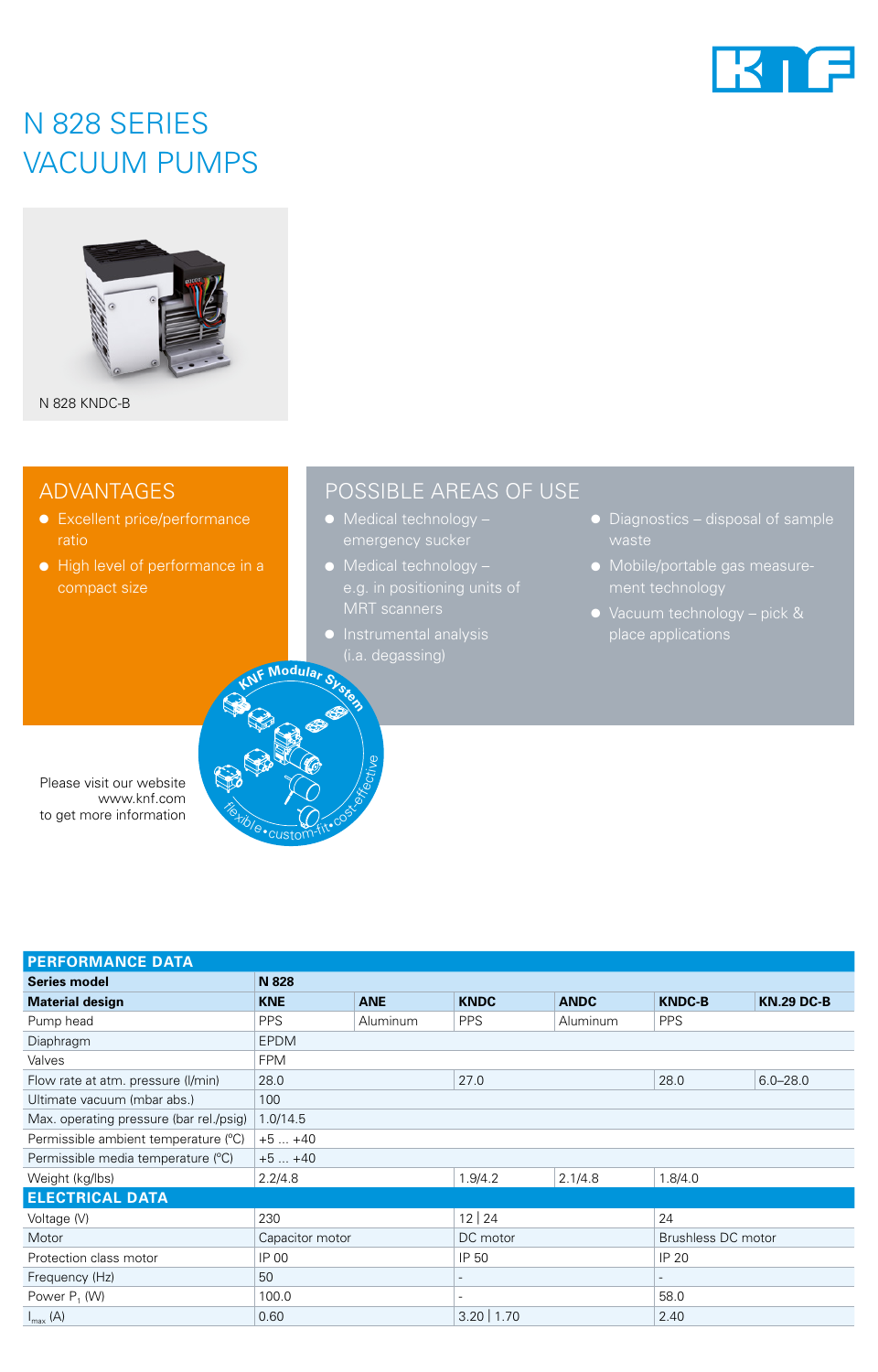# N 828 SERIES
# VACUUM PUMPS

N 828 KNDC-B

## ADVANTAGES

- Excellent price/performance ratio
- High level of performance in a compact size

## POSSIBLE AREAS OF USE

- Medical technology – emergency sucker
- Medical technology – e.g. in positioning units of MRT scanners
- Instrumental analysis (i.a. degassing)
- Diagnostics – disposal of sample waste
- Mobile/portable gas measurement technology
- Vacuum technology – pick & place applications

KNF Modular System

flexible•custom-fit•cost-effective

Please visit our website www.knf.com to get more information

| PERFORMANCE DATA | | | | | | |
|---|---|---|---|---|---|---|
| **Series model** | **N 828** | | | | | |
| **Material design** | **KNE** | **ANE** | **KNDC** | **ANDC** | **KNDC-B** | **KN.29 DC-B** |
| Pump head | PPS | Aluminum | PPS | Aluminum | PPS | |
| Diaphragm | EPDM | | | | | |
| Valves | FPM | | | | | |
| Flow rate at atm. pressure (l/min) | 28.0 | | 27.0 | | 28.0 | 6.0–28.0 |
| Ultimate vacuum (mbar abs.) | 100 | | | | | |
| Max. operating pressure (bar rel./psig) | 1.0/14.5 | | | | | |
| Permissible ambient temperature (°C) | +5 ... +40 | | | | | |
| Permissible media temperature (°C) | +5 ... +40 | | | | | |
| Weight (kg/lbs) | 2.2/4.8 | | 1.9/4.2 | 2.1/4.8 | 1.8/4.0 | |
| **ELECTRICAL DATA** | | | | | | |
| Voltage (V) | 230 | | 12 \| 24 | | 24 | |
| Motor | Capacitor motor | | DC motor | | Brushless DC motor | |
| Protection class motor | IP 00 | | IP 50 | | IP 20 | |
| Frequency (Hz) | 50 | | - | | - | |
| Power $P_1$ (W) | 100.0 | | - | | 58.0 | |
| $I_{max}$ (A) | 0.60 | | 3.20 \| 1.70 | | 2.40 | |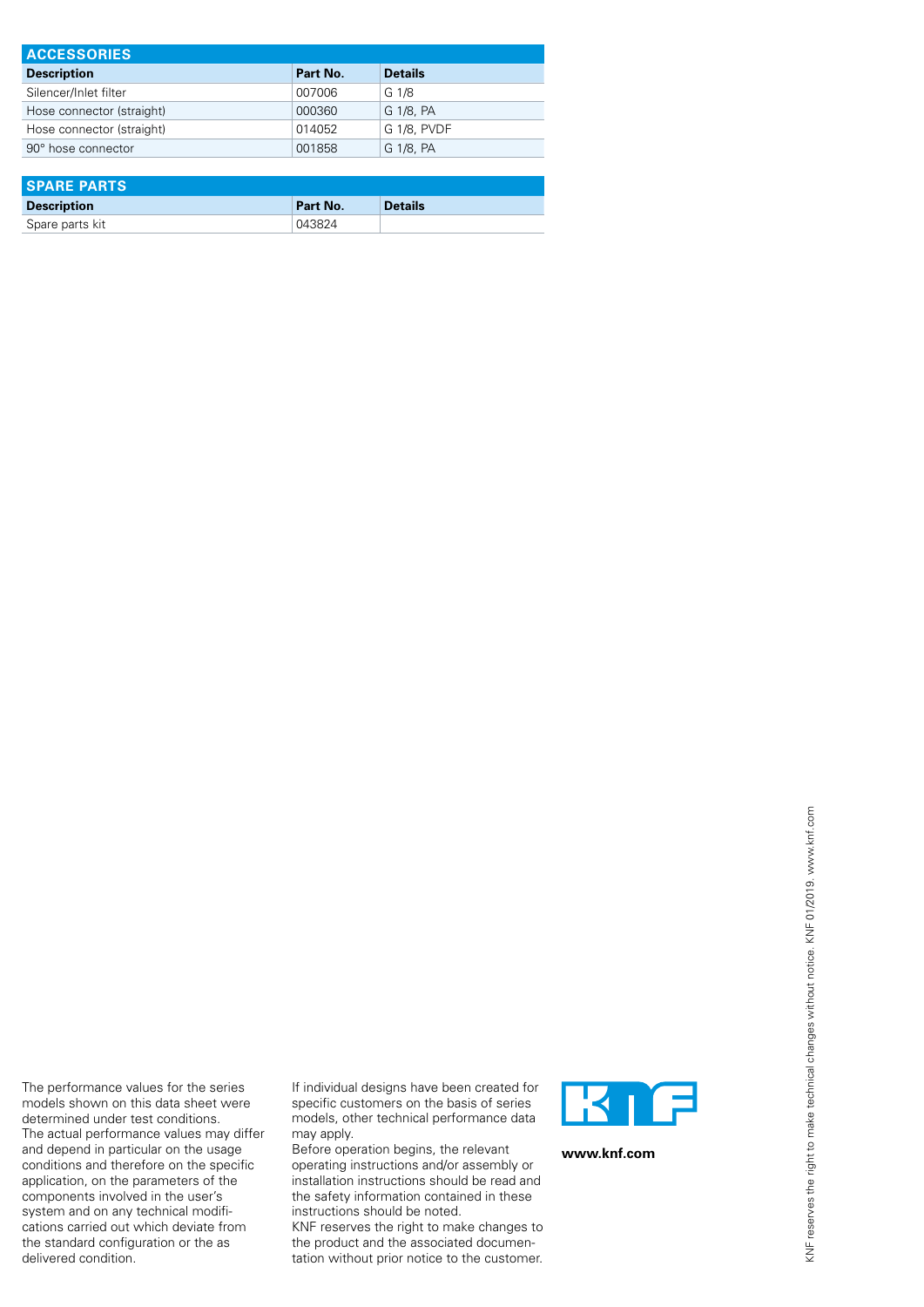## ACCESSORIES

| Description | Part No. | Details |
|---|---|---|
| Silencer/Inlet filter | 007006 | G 1/8 |
| Hose connector (straight) | 000360 | G 1/8, PA |
| Hose connector (straight) | 014052 | G 1/8, PVDF |
| 90° hose connector | 001858 | G 1/8, PA |

## SPARE PARTS

| Description | Part No. | Details |
|---|---|---|
| Spare parts kit | 043824 | |

The performance values for the series models shown on this data sheet were determined under test conditions. The actual performance values may differ and depend in particular on the usage conditions and therefore on the specific application, on the parameters of the components involved in the user's system and on any technical modifications carried out which deviate from the standard configuration or the as delivered condition.

If individual designs have been created for specific customers on the basis of series models, other technical performance data may apply.
Before operation begins, the relevant operating instructions and/or assembly or installation instructions should be read and the safety information contained in these instructions should be noted.
KNF reserves the right to make changes to the product and the associated documentation without prior notice to the customer.

**www.knf.com**

KNF reserves the right to make technical changes without notice. KNF 01/2019. www.knf.com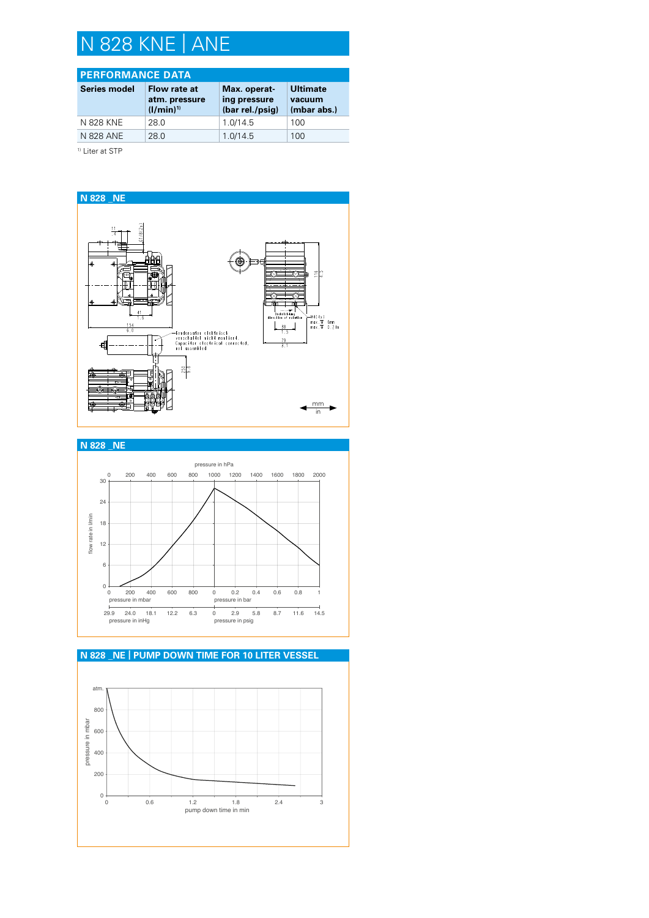# N 828 KNE | ANE

## PERFORMANCE DATA

| Series model | Flow rate at atm. pressure (l/min)[1] | Max. operating pressure (bar rel./psig) | Ultimate vacuum (mbar abs.) |
|---|---|---|---|
| N 828 KNE | 28.0 | 1.0/14.5 | 100 |
| N 828 ANE | 28.0 | 1.0/14.5 | 100 |

[1] Liter at STP

## N 828 _NE

Kondensator elektrisch verschaltet nicht montiert.
Capacitor electrical connected, not assembled

mm / in

## N 828 _NE

## N 828 _NE | PUMP DOWN TIME FOR 10 LITER VESSEL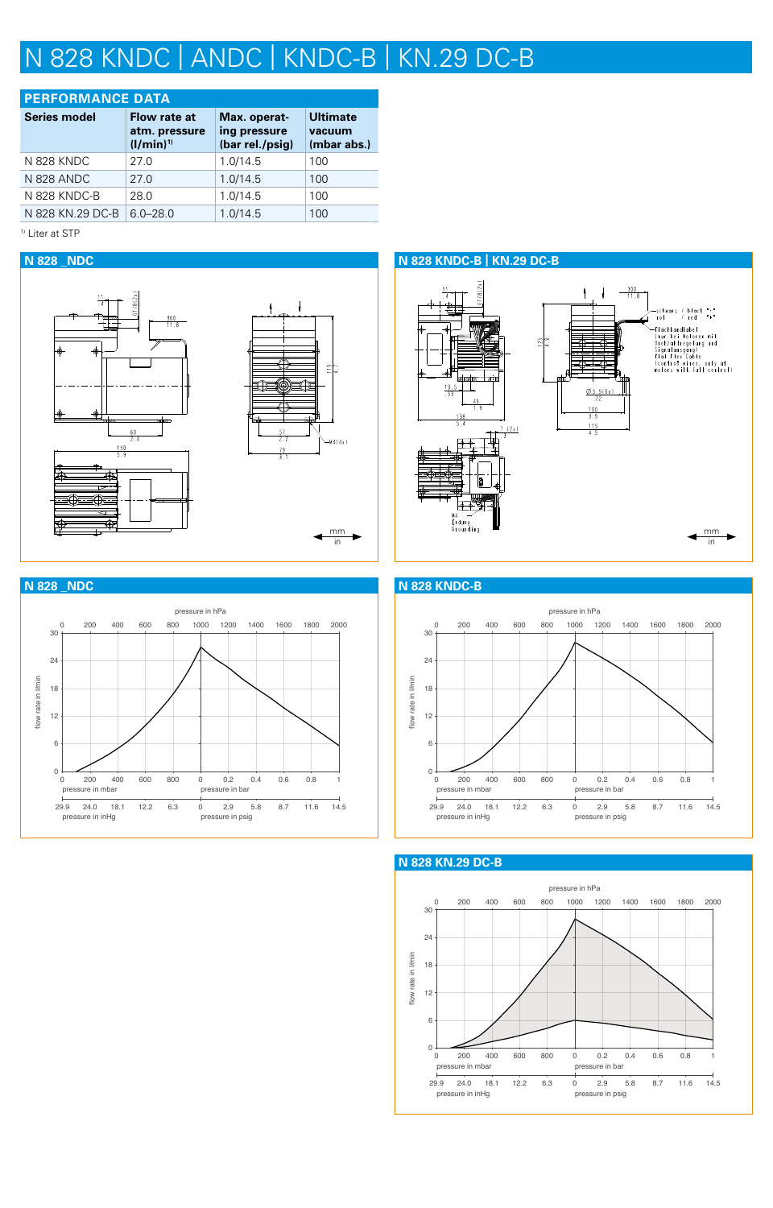# N 828 KNDC | ANDC | KNDC-B | KN.29 DC-B

## PERFORMANCE DATA

| Series model | Flow rate at atm. pressure (l/min)[1] | Max. operating pressure (bar rel./psig) | Ultimate vacuum (mbar abs.) |
|---|---|---|---|
| N 828 KNDC | 27.0 | 1.0/14.5 | 100 |
| N 828 ANDC | 27.0 | 1.0/14.5 | 100 |
| N 828 KNDC-B | 28.0 | 1.0/14.5 | 100 |
| N 828 KN.29 DC-B | 6.0–28.0 | 1.0/14.5 | 100 |

[1] Liter at STP

## N 828 _NDC

G1/8(2x)
11
.4
300
11.8
60
2.4
150
5.9
119
4.7
51
2.2
79
3.1
M4(4x)

mm
in

## N 828 KNDC-B | KN.29 DC-B

G1/8(2x)
11
.4
300
11.8
schwarz / black "-"
rot / red "+"
Flachbandkabel
(nur bei Motoren mit
Drehzahlregelung und
Signalausgang)
Flat flex Cable
(control wires, only at
motors with full control)
125
4.9
13.5
.53
46
1.8
138
5.4
Ø5.5(4x)
.22
100
3.9
115
4.5
1/2(x)
.3
M4
Erdung
Grounding

mm
in

## N 828 _NDC

pressure in hPa
0 200 400 600 800 1000 1200 1400 1600 1800 2000
flow rate in l/min
30 24 18 12 6 0
0 200 400 600 800
pressure in mbar
0 0.2 0.4 0.6 0.8 1
pressure in bar
29.9 24.0 18.1 12.2 6.3
pressure in inHg
0 2.9 5.8 8.7 11.6 14.5
pressure in psig

## N 828 KNDC-B

pressure in hPa
0 200 400 600 800 1000 1200 1400 1600 1800 2000
flow rate in l/min
30 24 18 12 6 0
0 200 400 600 800
pressure in mbar
0 0.2 0.4 0.6 0.8 1
pressure in bar
29.9 24.0 18.1 12.2 6.3
pressure in inHg
0 2.9 5.8 8.7 11.6 14.5
pressure in psig

## N 828 KN.29 DC-B

pressure in hPa
0 200 400 600 800 1000 1200 1400 1600 1800 2000
flow rate in l/min
30 24 18 12 6 0
0 200 400 600 800
pressure in mbar
0 0.2 0.4 0.6 0.8 1
pressure in bar
29.9 24.0 18.1 12.2 6.3
pressure in inHg
0 2.9 5.8 8.7 11.6 14.5
pressure in psig